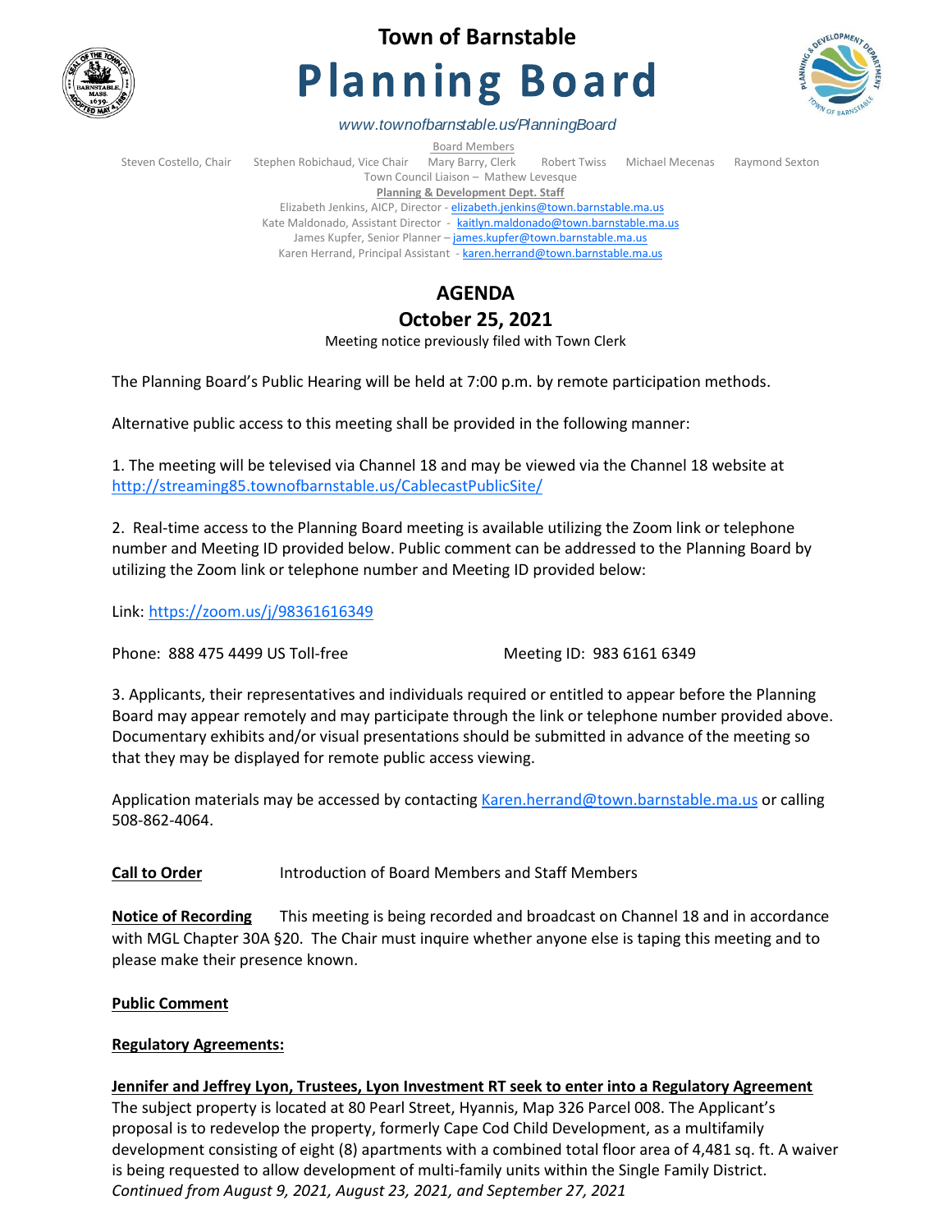# Town of Barnstable

# Planning Board

*www.townofbarnstable.us/PlanningBoard*

Board Members

Steven Costello, Chair    Stephen Robichaud, Vice Chair    Mary Barry, Clerk    Robert Twiss    Michael Mecenas    Raymond Sexton

Town Council Liaison – Mathew Levesque

**Planning & Development Dept. Staff**

Elizabeth Jenkins, AICP, Director - elizabeth.jenkins@town.barnstable.ma.us

Kate Maldonado, Assistant Director - kaitlyn.maldonado@town.barnstable.ma.us

James Kupfer, Senior Planner – james.kupfer@town.barnstable.ma.us

Karen Herrand, Principal Assistant - karen.herrand@town.barnstable.ma.us

## AGENDA

## October 25, 2021

Meeting notice previously filed with Town Clerk

The Planning Board's Public Hearing will be held at 7:00 p.m. by remote participation methods.

Alternative public access to this meeting shall be provided in the following manner:

1. The meeting will be televised via Channel 18 and may be viewed via the Channel 18 website at http://streaming85.townofbarnstable.us/CablecastPublicSite/

2. Real-time access to the Planning Board meeting is available utilizing the Zoom link or telephone number and Meeting ID provided below. Public comment can be addressed to the Planning Board by utilizing the Zoom link or telephone number and Meeting ID provided below:

Link: https://zoom.us/j/98361616349

Phone: 888 475 4499 US Toll-free    Meeting ID: 983 6161 6349

3. Applicants, their representatives and individuals required or entitled to appear before the Planning Board may appear remotely and may participate through the link or telephone number provided above. Documentary exhibits and/or visual presentations should be submitted in advance of the meeting so that they may be displayed for remote public access viewing.

Application materials may be accessed by contacting Karen.herrand@town.barnstable.ma.us or calling 508-862-4064.

**Call to Order**    Introduction of Board Members and Staff Members

**Notice of Recording**    This meeting is being recorded and broadcast on Channel 18 and in accordance with MGL Chapter 30A §20. The Chair must inquire whether anyone else is taping this meeting and to please make their presence known.

**Public Comment**

**Regulatory Agreements:**

**Jennifer and Jeffrey Lyon, Trustees, Lyon Investment RT seek to enter into a Regulatory Agreement**

The subject property is located at 80 Pearl Street, Hyannis, Map 326 Parcel 008. The Applicant's proposal is to redevelop the property, formerly Cape Cod Child Development, as a multifamily development consisting of eight (8) apartments with a combined total floor area of 4,481 sq. ft. A waiver is being requested to allow development of multi-family units within the Single Family District.

*Continued from August 9, 2021, August 23, 2021, and September 27, 2021*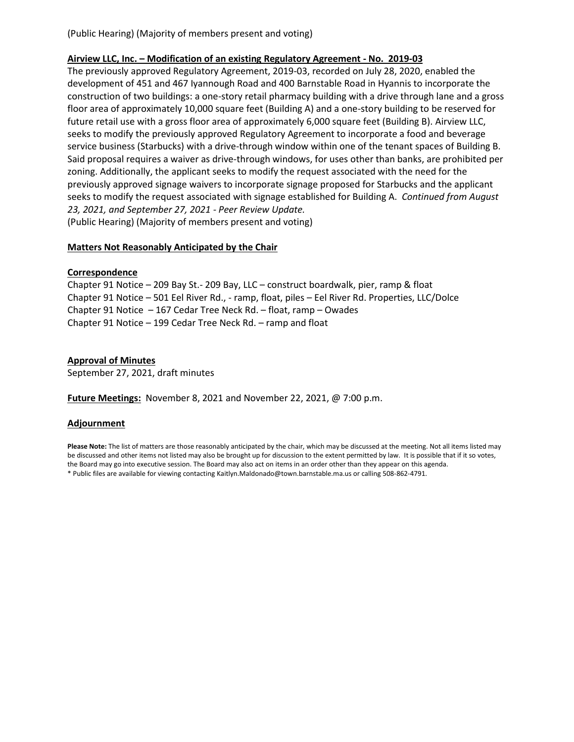(Public Hearing) (Majority of members present and voting)

**Airview LLC, Inc. – Modification of an existing Regulatory Agreement - No. 2019-03**

The previously approved Regulatory Agreement, 2019-03, recorded on July 28, 2020, enabled the development of 451 and 467 Iyannough Road and 400 Barnstable Road in Hyannis to incorporate the construction of two buildings: a one-story retail pharmacy building with a drive through lane and a gross floor area of approximately 10,000 square feet (Building A) and a one-story building to be reserved for future retail use with a gross floor area of approximately 6,000 square feet (Building B). Airview LLC, seeks to modify the previously approved Regulatory Agreement to incorporate a food and beverage service business (Starbucks) with a drive-through window within one of the tenant spaces of Building B. Said proposal requires a waiver as drive-through windows, for uses other than banks, are prohibited per zoning. Additionally, the applicant seeks to modify the request associated with the need for the previously approved signage waivers to incorporate signage proposed for Starbucks and the applicant seeks to modify the request associated with signage established for Building A. *Continued from August 23, 2021, and September 27, 2021 - Peer Review Update.*

(Public Hearing) (Majority of members present and voting)

**Matters Not Reasonably Anticipated by the Chair**

**Correspondence**

Chapter 91 Notice – 209 Bay St.- 209 Bay, LLC – construct boardwalk, pier, ramp & float
Chapter 91 Notice – 501 Eel River Rd., - ramp, float, piles – Eel River Rd. Properties, LLC/Dolce
Chapter 91 Notice – 167 Cedar Tree Neck Rd. – float, ramp – Owades
Chapter 91 Notice – 199 Cedar Tree Neck Rd. – ramp and float

**Approval of Minutes**

September 27, 2021, draft minutes

**Future Meetings:** November 8, 2021 and November 22, 2021, @ 7:00 p.m.

**Adjournment**

**Please Note:** The list of matters are those reasonably anticipated by the chair, which may be discussed at the meeting. Not all items listed may be discussed and other items not listed may also be brought up for discussion to the extent permitted by law. It is possible that if it so votes, the Board may go into executive session. The Board may also act on items in an order other than they appear on this agenda.
* Public files are available for viewing contacting Kaitlyn.Maldonado@town.barnstable.ma.us or calling 508-862-4791.